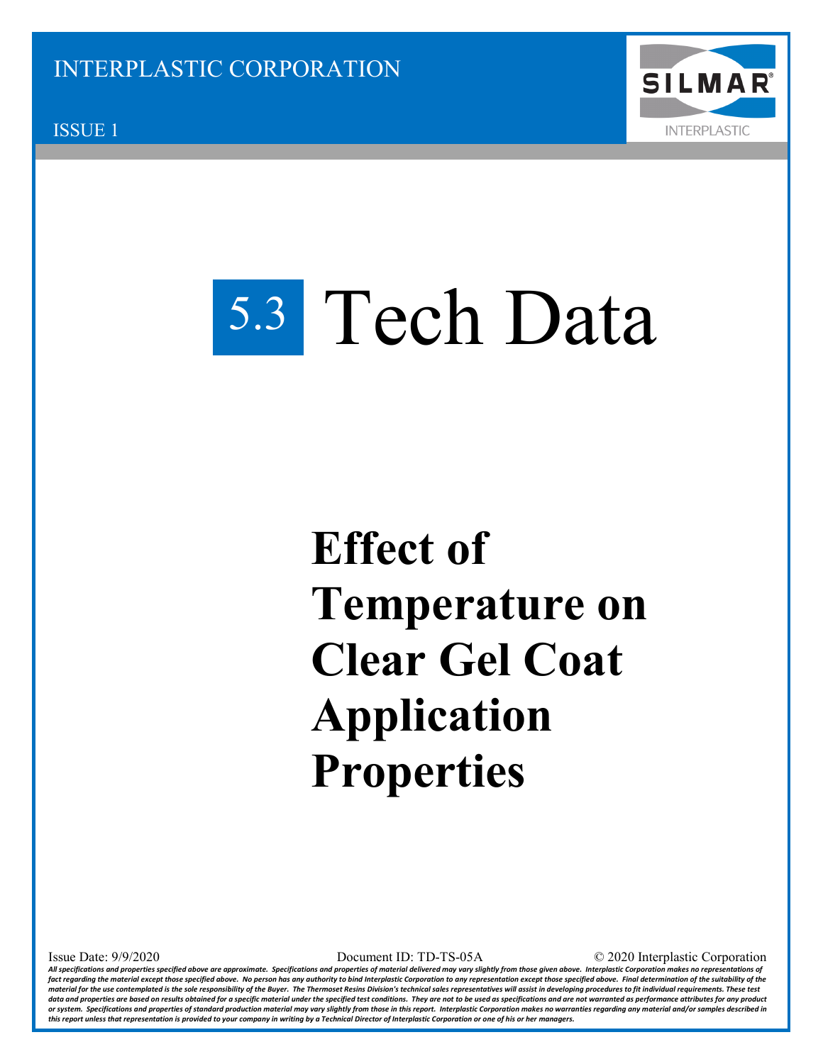INTERPLASTIC CORPORATION

ISSUE 1

# 5.3 Tech Data

# Effect of Temperature on Clear Gel Coat Application Properties

Issue Date: 9/9/2020    Document ID: TD-TS-05A    © 2020 Interplastic Corporation

*All specifications and properties specified above are approximate. Specifications and properties of material delivered may vary slightly from those given above. Interplastic Corporation makes no representations of fact regarding the material except those specified above. No person has any authority to bind Interplastic Corporation to any representation except those specified above. Final determination of the suitability of the material for the use contemplated is the sole responsibility of the Buyer. The Thermoset Resins Division's technical sales representatives will assist in developing procedures to fit individual requirements. These test data and properties are based on results obtained for a specific material under the specified test conditions. They are not to be used as specifications and are not warranted as performance attributes for any product or system. Specifications and properties of standard production material may vary slightly from those in this report. Interplastic Corporation makes no warranties regarding any material and/or samples described in this report unless that representation is provided to your company in writing by a Technical Director of Interplastic Corporation or one of his or her managers.*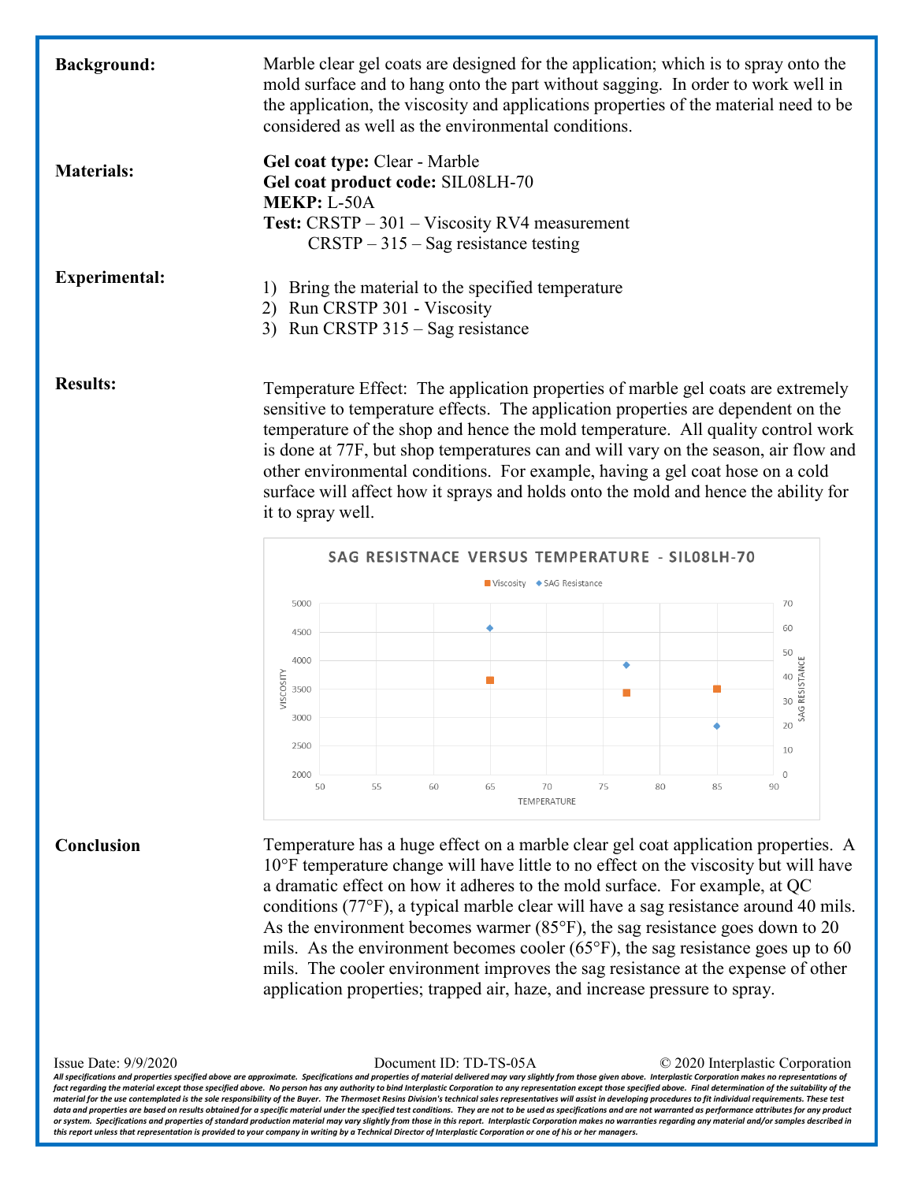**Background:**

Marble clear gel coats are designed for the application; which is to spray onto the mold surface and to hang onto the part without sagging. In order to work well in the application, the viscosity and applications properties of the material need to be considered as well as the environmental conditions.

**Materials:**

**Gel coat type:** Clear - Marble
**Gel coat product code:** SIL08LH-70
**MEKP:** L-50A
**Test:** CRSTP – 301 – Viscosity RV4 measurement
CRSTP – 315 – Sag resistance testing

**Experimental:**

1) Bring the material to the specified temperature
2) Run CRSTP 301 - Viscosity
3) Run CRSTP 315 – Sag resistance

**Results:**

Temperature Effect: The application properties of marble gel coats are extremely sensitive to temperature effects. The application properties are dependent on the temperature of the shop and hence the mold temperature. All quality control work is done at 77F, but shop temperatures can and will vary on the season, air flow and other environmental conditions. For example, having a gel coat hose on a cold surface will affect how it sprays and holds onto the mold and hence the ability for it to spray well.

SAG RESISTNACE VERSUS TEMPERATURE - SIL08LH-70

Viscosity
SAG Resistance

VISCOSITY
5000
4500
4000
3500
3000
2500
2000

SAG RESISTANCE
70
60
50
40
30
20
10
0

TEMPERATURE
50
55
60
65
70
75
80
85
90

**Conclusion**

Temperature has a huge effect on a marble clear gel coat application properties. A 10°F temperature change will have little to no effect on the viscosity but will have a dramatic effect on how it adheres to the mold surface. For example, at QC conditions (77°F), a typical marble clear will have a sag resistance around 40 mils. As the environment becomes warmer (85°F), the sag resistance goes down to 20 mils. As the environment becomes cooler (65°F), the sag resistance goes up to 60 mils. The cooler environment improves the sag resistance at the expense of other application properties; trapped air, haze, and increase pressure to spray.

Issue Date: 9/9/2020 Document ID: TD-TS-05A © 2020 Interplastic Corporation

*All specifications and properties specified above are approximate. Specifications and properties of material delivered may vary slightly from those given above. Interplastic Corporation makes no representations of fact regarding the material except those specified above. No person has any authority to bind Interplastic Corporation to any representation except those specified above. Final determination of the suitability of the material for the use contemplated is the sole responsibility of the Buyer. The Thermoset Resins Division's technical sales representatives will assist in developing procedures to fit individual requirements. These test data and properties are based on results obtained for a specific material under the specified test conditions. They are not to be used as specifications and are not warranted as performance attributes for any product or system. Specifications and properties of standard production material may vary slightly from those in this report. Interplastic Corporation makes no warranties regarding any material and/or samples described in this report unless that representation is provided to your company in writing by a Technical Director of Interplastic Corporation or one of his or her managers.*